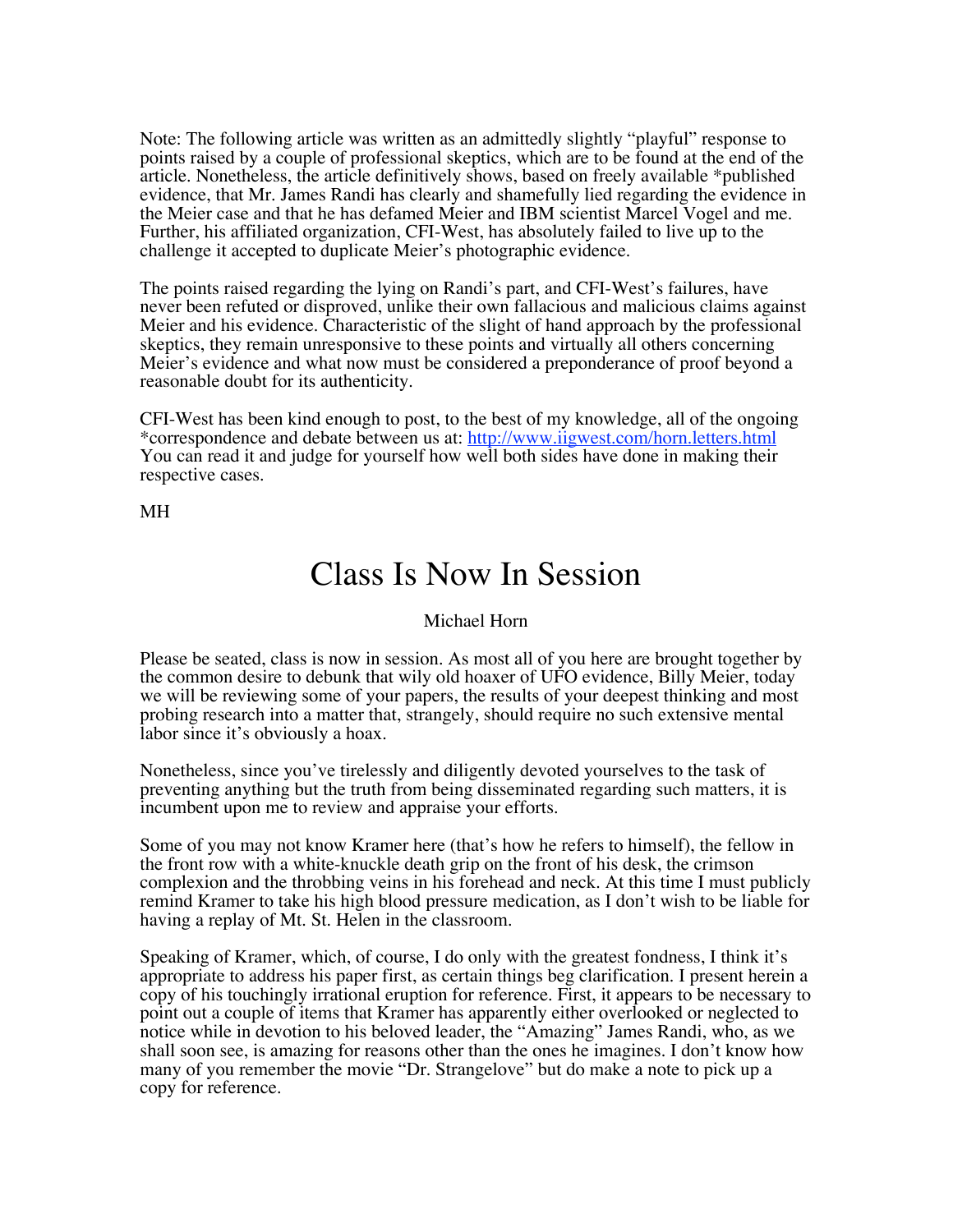Note: The following article was written as an admittedly slightly "playful" response to points raised by a couple of professional skeptics, which are to be found at the end of the article. Nonetheless, the article definitively shows, based on freely available *published evidence, that Mr. James Randi has clearly and shamefully lied regarding the evidence in the Meier case and that he has defamed Meier and IBM scientist Marcel Vogel and me. Further, his affiliated organization, CFI-West, has absolutely failed to live up to the challenge it accepted to duplicate Meier's photographic evidence.

The points raised regarding the lying on Randi's part, and CFI-West's failures, have never been refuted or disproved, unlike their own fallacious and malicious claims against Meier and his evidence. Characteristic of the slight of hand approach by the professional skeptics, they remain unresponsive to these points and virtually all others concerning Meier's evidence and what now must be considered a preponderance of proof beyond a reasonable doubt for its authenticity.

CFI-West has been kind enough to post, to the best of my knowledge, all of the ongoing *correspondence and debate between us at: [http://www.iigwest.com/horn.letters.html](http://www.iigwest.com/horn.letters.html) You can read it and judge for yourself how well both sides have done in making their respective cases.

MH

# Class Is Now In Session

Michael Horn

Please be seated, class is now in session. As most all of you here are brought together by the common desire to debunk that wily old hoaxer of UFO evidence, Billy Meier, today we will be reviewing some of your papers, the results of your deepest thinking and most probing research into a matter that, strangely, should require no such extensive mental labor since it's obviously a hoax.

Nonetheless, since you've tirelessly and diligently devoted yourselves to the task of preventing anything but the truth from being disseminated regarding such matters, it is incumbent upon me to review and appraise your efforts.

Some of you may not know Kramer here (that's how he refers to himself), the fellow in the front row with a white-knuckle death grip on the front of his desk, the crimson complexion and the throbbing veins in his forehead and neck. At this time I must publicly remind Kramer to take his high blood pressure medication, as I don't wish to be liable for having a replay of Mt. St. Helen in the classroom.

Speaking of Kramer, which, of course, I do only with the greatest fondness, I think it's appropriate to address his paper first, as certain things beg clarification. I present herein a copy of his touchingly irrational eruption for reference. First, it appears to be necessary to point out a couple of items that Kramer has apparently either overlooked or neglected to notice while in devotion to his beloved leader, the "Amazing" James Randi, who, as we shall soon see, is amazing for reasons other than the ones he imagines. I don't know how many of you remember the movie "Dr. Strangelove" but do make a note to pick up a copy for reference.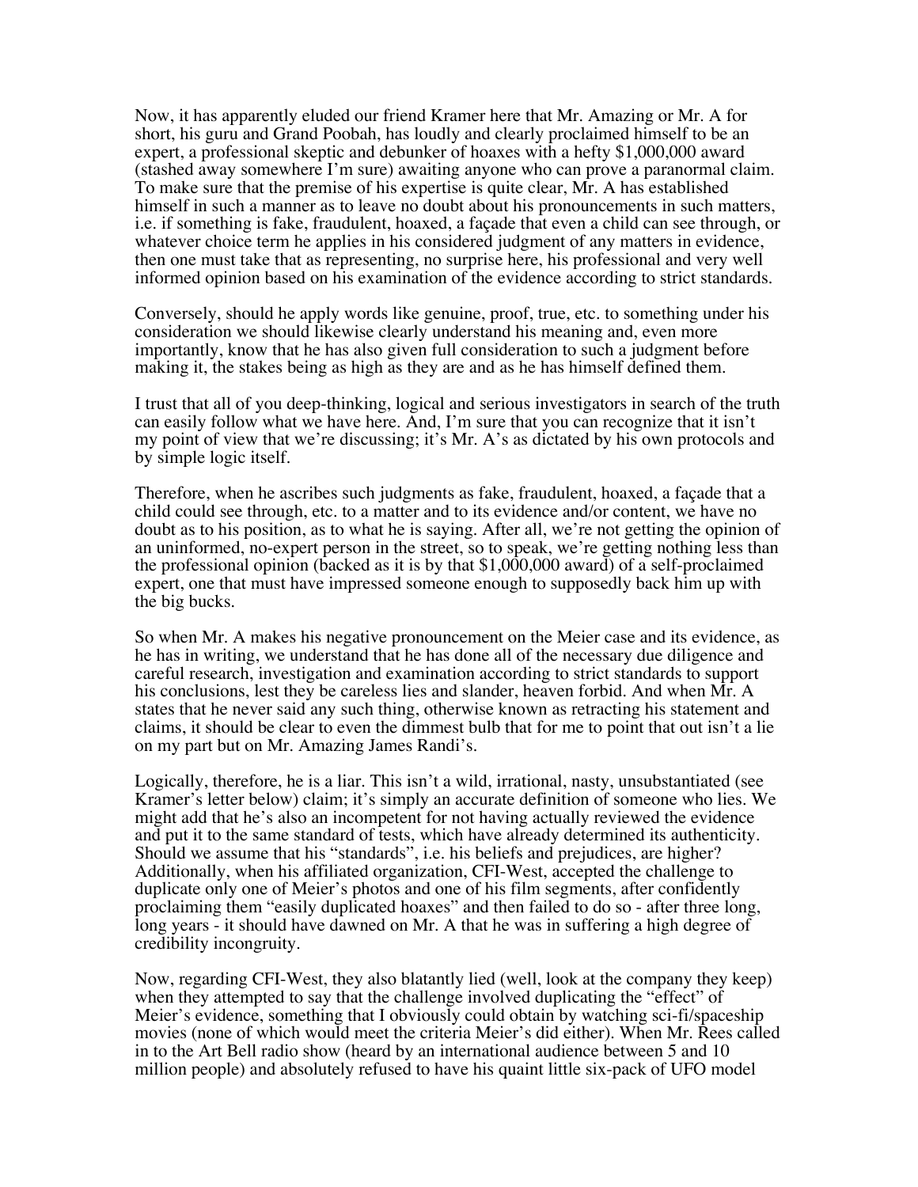Now, it has apparently eluded our friend Kramer here that Mr. Amazing or Mr. A for short, his guru and Grand Poobah, has loudly and clearly proclaimed himself to be an expert, a professional skeptic and debunker of hoaxes with a hefty $1,000,000 award (stashed away somewhere I'm sure) awaiting anyone who can prove a paranormal claim. To make sure that the premise of his expertise is quite clear, Mr. A has established himself in such a manner as to leave no doubt about his pronouncements in such matters, i.e. if something is fake, fraudulent, hoaxed, a façade that even a child can see through, or whatever choice term he applies in his considered judgment of any matters in evidence, then one must take that as representing, no surprise here, his professional and very well informed opinion based on his examination of the evidence according to strict standards.

Conversely, should he apply words like genuine, proof, true, etc. to something under his consideration we should likewise clearly understand his meaning and, even more importantly, know that he has also given full consideration to such a judgment before making it, the stakes being as high as they are and as he has himself defined them.

I trust that all of you deep-thinking, logical and serious investigators in search of the truth can easily follow what we have here. And, I'm sure that you can recognize that it isn't my point of view that we're discussing; it's Mr. A's as dictated by his own protocols and by simple logic itself.

Therefore, when he ascribes such judgments as fake, fraudulent, hoaxed, a façade that a child could see through, etc. to a matter and to its evidence and/or content, we have no doubt as to his position, as to what he is saying. After all, we're not getting the opinion of an uninformed, no-expert person in the street, so to speak, we're getting nothing less than the professional opinion (backed as it is by that $1,000,000 award) of a self-proclaimed expert, one that must have impressed someone enough to supposedly back him up with the big bucks.

So when Mr. A makes his negative pronouncement on the Meier case and its evidence, as he has in writing, we understand that he has done all of the necessary due diligence and careful research, investigation and examination according to strict standards to support his conclusions, lest they be careless lies and slander, heaven forbid. And when Mr. A states that he never said any such thing, otherwise known as retracting his statement and claims, it should be clear to even the dimmest bulb that for me to point that out isn't a lie on my part but on Mr. Amazing James Randi's.

Logically, therefore, he is a liar. This isn't a wild, irrational, nasty, unsubstantiated (see Kramer's letter below) claim; it's simply an accurate definition of someone who lies. We might add that he's also an incompetent for not having actually reviewed the evidence and put it to the same standard of tests, which have already determined its authenticity. Should we assume that his "standards", i.e. his beliefs and prejudices, are higher? Additionally, when his affiliated organization, CFI-West, accepted the challenge to duplicate only one of Meier's photos and one of his film segments, after confidently proclaiming them "easily duplicated hoaxes" and then failed to do so - after three long, long years - it should have dawned on Mr. A that he was in suffering a high degree of credibility incongruity.

Now, regarding CFI-West, they also blatantly lied (well, look at the company they keep) when they attempted to say that the challenge involved duplicating the "effect" of Meier's evidence, something that I obviously could obtain by watching sci-fi/spaceship movies (none of which would meet the criteria Meier's did either). When Mr. Rees called in to the Art Bell radio show (heard by an international audience between 5 and 10 million people) and absolutely refused to have his quaint little six-pack of UFO model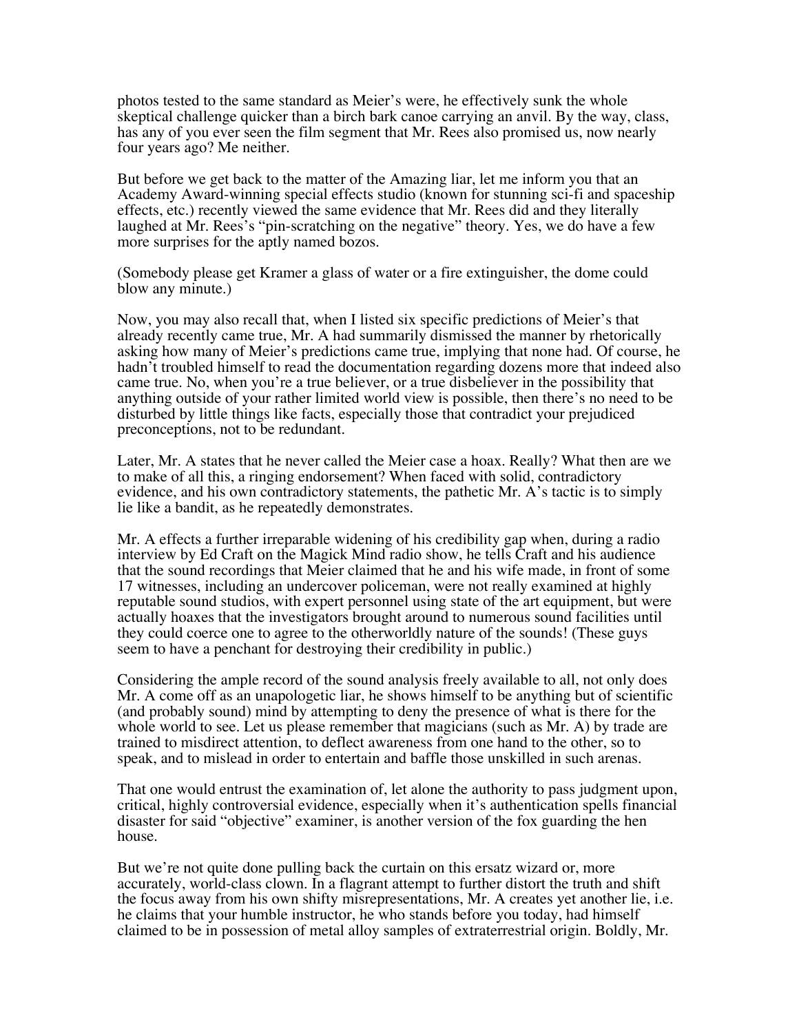photos tested to the same standard as Meier's were, he effectively sunk the whole skeptical challenge quicker than a birch bark canoe carrying an anvil. By the way, class, has any of you ever seen the film segment that Mr. Rees also promised us, now nearly four years ago? Me neither.

But before we get back to the matter of the Amazing liar, let me inform you that an Academy Award-winning special effects studio (known for stunning sci-fi and spaceship effects, etc.) recently viewed the same evidence that Mr. Rees did and they literally laughed at Mr. Rees's "pin-scratching on the negative" theory. Yes, we do have a few more surprises for the aptly named bozos.

(Somebody please get Kramer a glass of water or a fire extinguisher, the dome could blow any minute.)

Now, you may also recall that, when I listed six specific predictions of Meier's that already recently came true, Mr. A had summarily dismissed the manner by rhetorically asking how many of Meier's predictions came true, implying that none had. Of course, he hadn't troubled himself to read the documentation regarding dozens more that indeed also came true. No, when you're a true believer, or a true disbeliever in the possibility that anything outside of your rather limited world view is possible, then there's no need to be disturbed by little things like facts, especially those that contradict your prejudiced preconceptions, not to be redundant.

Later, Mr. A states that he never called the Meier case a hoax. Really? What then are we to make of all this, a ringing endorsement? When faced with solid, contradictory evidence, and his own contradictory statements, the pathetic Mr. A's tactic is to simply lie like a bandit, as he repeatedly demonstrates.

Mr. A effects a further irreparable widening of his credibility gap when, during a radio interview by Ed Craft on the Magick Mind radio show, he tells Craft and his audience that the sound recordings that Meier claimed that he and his wife made, in front of some 17 witnesses, including an undercover policeman, were not really examined at highly reputable sound studios, with expert personnel using state of the art equipment, but were actually hoaxes that the investigators brought around to numerous sound facilities until they could coerce one to agree to the otherworldly nature of the sounds! (These guys seem to have a penchant for destroying their credibility in public.)

Considering the ample record of the sound analysis freely available to all, not only does Mr. A come off as an unapologetic liar, he shows himself to be anything but of scientific (and probably sound) mind by attempting to deny the presence of what is there for the whole world to see. Let us please remember that magicians (such as Mr. A) by trade are trained to misdirect attention, to deflect awareness from one hand to the other, so to speak, and to mislead in order to entertain and baffle those unskilled in such arenas.

That one would entrust the examination of, let alone the authority to pass judgment upon, critical, highly controversial evidence, especially when it's authentication spells financial disaster for said "objective" examiner, is another version of the fox guarding the hen house.

But we're not quite done pulling back the curtain on this ersatz wizard or, more accurately, world-class clown. In a flagrant attempt to further distort the truth and shift the focus away from his own shifty misrepresentations, Mr. A creates yet another lie, i.e. he claims that your humble instructor, he who stands before you today, had himself claimed to be in possession of metal alloy samples of extraterrestrial origin. Boldly, Mr.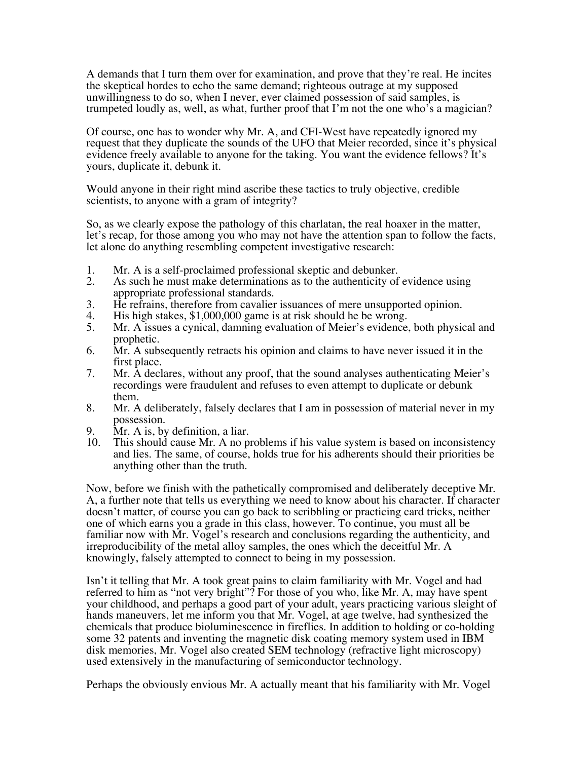A demands that I turn them over for examination, and prove that they're real. He incites the skeptical hordes to echo the same demand; righteous outrage at my supposed unwillingness to do so, when I never, ever claimed possession of said samples, is trumpeted loudly as, well, as what, further proof that I'm not the one who's a magician?

Of course, one has to wonder why Mr. A, and CFI-West have repeatedly ignored my request that they duplicate the sounds of the UFO that Meier recorded, since it's physical evidence freely available to anyone for the taking. You want the evidence fellows? It's yours, duplicate it, debunk it.

Would anyone in their right mind ascribe these tactics to truly objective, credible scientists, to anyone with a gram of integrity?

So, as we clearly expose the pathology of this charlatan, the real hoaxer in the matter, let's recap, for those among you who may not have the attention span to follow the facts, let alone do anything resembling competent investigative research:

1. Mr. A is a self-proclaimed professional skeptic and debunker.
2. As such he must make determinations as to the authenticity of evidence using appropriate professional standards.
3. He refrains, therefore from cavalier issuances of mere unsupported opinion.
4. His high stakes, $1,000,000 game is at risk should he be wrong.
5. Mr. A issues a cynical, damning evaluation of Meier's evidence, both physical and prophetic.
6. Mr. A subsequently retracts his opinion and claims to have never issued it in the first place.
7. Mr. A declares, without any proof, that the sound analyses authenticating Meier's recordings were fraudulent and refuses to even attempt to duplicate or debunk them.
8. Mr. A deliberately, falsely declares that I am in possession of material never in my possession.
9. Mr. A is, by definition, a liar.
10. This should cause Mr. A no problems if his value system is based on inconsistency and lies. The same, of course, holds true for his adherents should their priorities be anything other than the truth.

Now, before we finish with the pathetically compromised and deliberately deceptive Mr. A, a further note that tells us everything we need to know about his character. If character doesn't matter, of course you can go back to scribbling or practicing card tricks, neither one of which earns you a grade in this class, however. To continue, you must all be familiar now with Mr. Vogel's research and conclusions regarding the authenticity, and irreproducibility of the metal alloy samples, the ones which the deceitful Mr. A knowingly, falsely attempted to connect to being in my possession.

Isn't it telling that Mr. A took great pains to claim familiarity with Mr. Vogel and had referred to him as "not very bright"? For those of you who, like Mr. A, may have spent your childhood, and perhaps a good part of your adult, years practicing various sleight of hands maneuvers, let me inform you that Mr. Vogel, at age twelve, had synthesized the chemicals that produce bioluminescence in fireflies. In addition to holding or co-holding some 32 patents and inventing the magnetic disk coating memory system used in IBM disk memories, Mr. Vogel also created SEM technology (refractive light microscopy) used extensively in the manufacturing of semiconductor technology.

Perhaps the obviously envious Mr. A actually meant that his familiarity with Mr. Vogel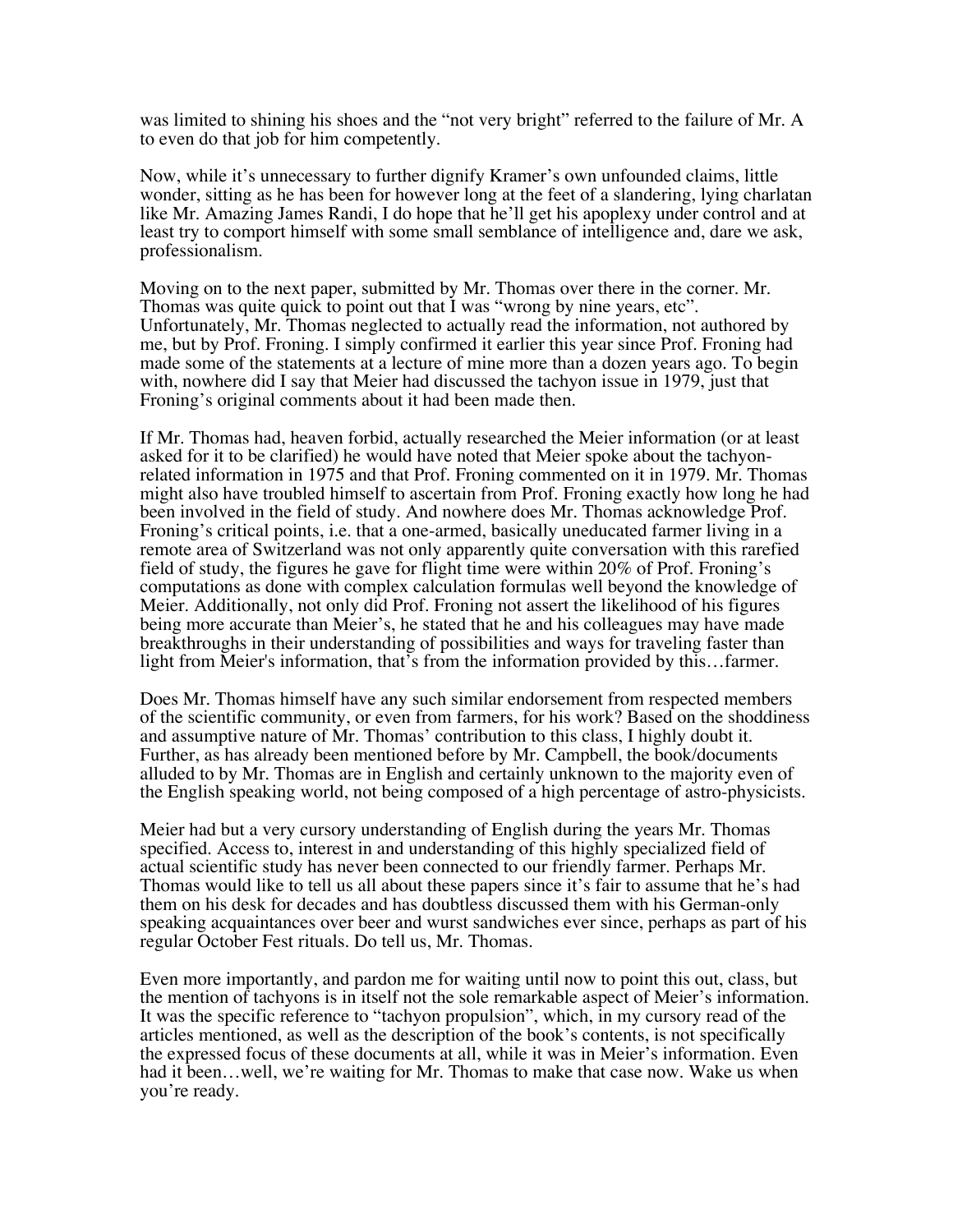was limited to shining his shoes and the "not very bright" referred to the failure of Mr. A to even do that job for him competently.

Now, while it's unnecessary to further dignify Kramer's own unfounded claims, little wonder, sitting as he has been for however long at the feet of a slandering, lying charlatan like Mr. Amazing James Randi, I do hope that he'll get his apoplexy under control and at least try to comport himself with some small semblance of intelligence and, dare we ask, professionalism.

Moving on to the next paper, submitted by Mr. Thomas over there in the corner. Mr. Thomas was quite quick to point out that I was "wrong by nine years, etc". Unfortunately, Mr. Thomas neglected to actually read the information, not authored by me, but by Prof. Froning. I simply confirmed it earlier this year since Prof. Froning had made some of the statements at a lecture of mine more than a dozen years ago. To begin with, nowhere did I say that Meier had discussed the tachyon issue in 1979, just that Froning's original comments about it had been made then.

If Mr. Thomas had, heaven forbid, actually researched the Meier information (or at least asked for it to be clarified) he would have noted that Meier spoke about the tachyon-related information in 1975 and that Prof. Froning commented on it in 1979. Mr. Thomas might also have troubled himself to ascertain from Prof. Froning exactly how long he had been involved in the field of study. And nowhere does Mr. Thomas acknowledge Prof. Froning's critical points, i.e. that a one-armed, basically uneducated farmer living in a remote area of Switzerland was not only apparently quite conversation with this rarefied field of study, the figures he gave for flight time were within 20% of Prof. Froning's computations as done with complex calculation formulas well beyond the knowledge of Meier. Additionally, not only did Prof. Froning not assert the likelihood of his figures being more accurate than Meier's, he stated that he and his colleagues may have made breakthroughs in their understanding of possibilities and ways for traveling faster than light from Meier's information, that's from the information provided by this…farmer.

Does Mr. Thomas himself have any such similar endorsement from respected members of the scientific community, or even from farmers, for his work? Based on the shoddiness and assumptive nature of Mr. Thomas' contribution to this class, I highly doubt it. Further, as has already been mentioned before by Mr. Campbell, the book/documents alluded to by Mr. Thomas are in English and certainly unknown to the majority even of the English speaking world, not being composed of a high percentage of astro-physicists.

Meier had but a very cursory understanding of English during the years Mr. Thomas specified. Access to, interest in and understanding of this highly specialized field of actual scientific study has never been connected to our friendly farmer. Perhaps Mr. Thomas would like to tell us all about these papers since it's fair to assume that he's had them on his desk for decades and has doubtless discussed them with his German-only speaking acquaintances over beer and wurst sandwiches ever since, perhaps as part of his regular October Fest rituals. Do tell us, Mr. Thomas.

Even more importantly, and pardon me for waiting until now to point this out, class, but the mention of tachyons is in itself not the sole remarkable aspect of Meier's information. It was the specific reference to "tachyon propulsion", which, in my cursory read of the articles mentioned, as well as the description of the book's contents, is not specifically the expressed focus of these documents at all, while it was in Meier's information. Even had it been…well, we're waiting for Mr. Thomas to make that case now. Wake us when you're ready.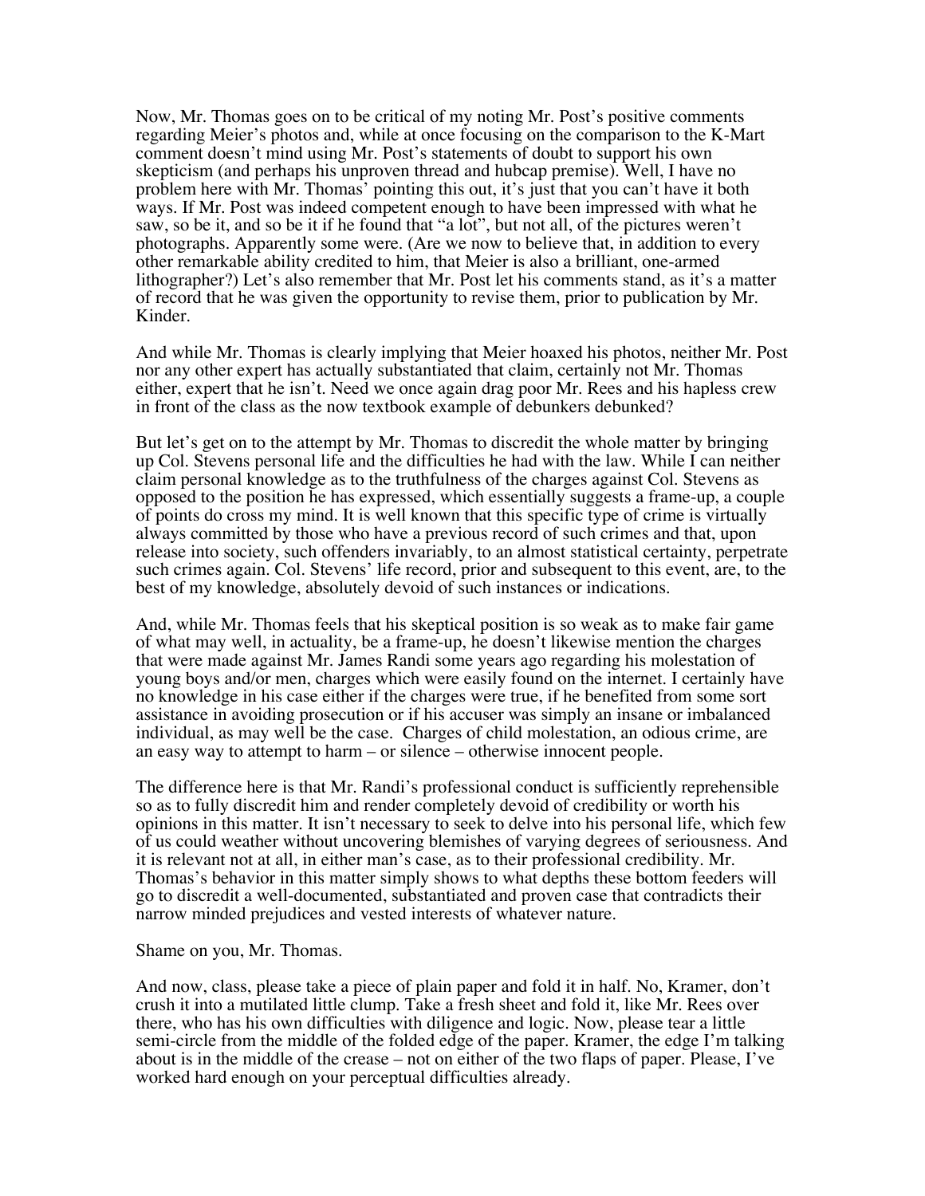Now, Mr. Thomas goes on to be critical of my noting Mr. Post's positive comments regarding Meier's photos and, while at once focusing on the comparison to the K-Mart comment doesn't mind using Mr. Post's statements of doubt to support his own skepticism (and perhaps his unproven thread and hubcap premise). Well, I have no problem here with Mr. Thomas' pointing this out, it's just that you can't have it both ways. If Mr. Post was indeed competent enough to have been impressed with what he saw, so be it, and so be it if he found that "a lot", but not all, of the pictures weren't photographs. Apparently some were. (Are we now to believe that, in addition to every other remarkable ability credited to him, that Meier is also a brilliant, one-armed lithographer?) Let's also remember that Mr. Post let his comments stand, as it's a matter of record that he was given the opportunity to revise them, prior to publication by Mr. Kinder.

And while Mr. Thomas is clearly implying that Meier hoaxed his photos, neither Mr. Post nor any other expert has actually substantiated that claim, certainly not Mr. Thomas either, expert that he isn't. Need we once again drag poor Mr. Rees and his hapless crew in front of the class as the now textbook example of debunkers debunked?

But let's get on to the attempt by Mr. Thomas to discredit the whole matter by bringing up Col. Stevens personal life and the difficulties he had with the law. While I can neither claim personal knowledge as to the truthfulness of the charges against Col. Stevens as opposed to the position he has expressed, which essentially suggests a frame-up, a couple of points do cross my mind. It is well known that this specific type of crime is virtually always committed by those who have a previous record of such crimes and that, upon release into society, such offenders invariably, to an almost statistical certainty, perpetrate such crimes again. Col. Stevens' life record, prior and subsequent to this event, are, to the best of my knowledge, absolutely devoid of such instances or indications.

And, while Mr. Thomas feels that his skeptical position is so weak as to make fair game of what may well, in actuality, be a frame-up, he doesn't likewise mention the charges that were made against Mr. James Randi some years ago regarding his molestation of young boys and/or men, charges which were easily found on the internet. I certainly have no knowledge in his case either if the charges were true, if he benefited from some sort assistance in avoiding prosecution or if his accuser was simply an insane or imbalanced individual, as may well be the case. Charges of child molestation, an odious crime, are an easy way to attempt to harm – or silence – otherwise innocent people.

The difference here is that Mr. Randi's professional conduct is sufficiently reprehensible so as to fully discredit him and render completely devoid of credibility or worth his opinions in this matter. It isn't necessary to seek to delve into his personal life, which few of us could weather without uncovering blemishes of varying degrees of seriousness. And it is relevant not at all, in either man's case, as to their professional credibility. Mr. Thomas's behavior in this matter simply shows to what depths these bottom feeders will go to discredit a well-documented, substantiated and proven case that contradicts their narrow minded prejudices and vested interests of whatever nature.

Shame on you, Mr. Thomas.

And now, class, please take a piece of plain paper and fold it in half. No, Kramer, don't crush it into a mutilated little clump. Take a fresh sheet and fold it, like Mr. Rees over there, who has his own difficulties with diligence and logic. Now, please tear a little semi-circle from the middle of the folded edge of the paper. Kramer, the edge I'm talking about is in the middle of the crease – not on either of the two flaps of paper. Please, I've worked hard enough on your perceptual difficulties already.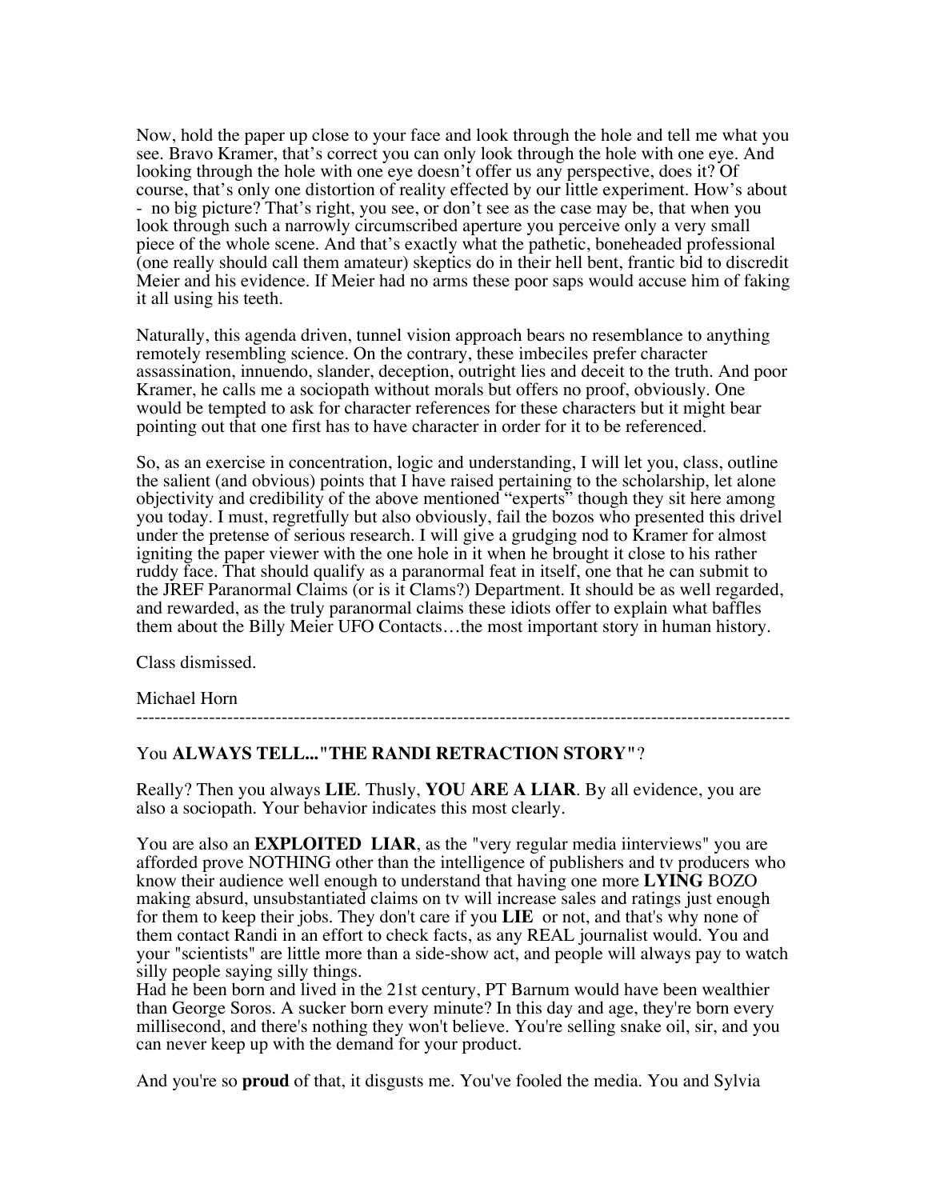Now, hold the paper up close to your face and look through the hole and tell me what you see. Bravo Kramer, that's correct you can only look through the hole with one eye. And looking through the hole with one eye doesn't offer us any perspective, does it? Of course, that's only one distortion of reality effected by our little experiment. How's about - no big picture? That's right, you see, or don't see as the case may be, that when you look through such a narrowly circumscribed aperture you perceive only a very small piece of the whole scene. And that's exactly what the pathetic, boneheaded professional (one really should call them amateur) skeptics do in their hell bent, frantic bid to discredit Meier and his evidence. If Meier had no arms these poor saps would accuse him of faking it all using his teeth.

Naturally, this agenda driven, tunnel vision approach bears no resemblance to anything remotely resembling science. On the contrary, these imbeciles prefer character assassination, innuendo, slander, deception, outright lies and deceit to the truth. And poor Kramer, he calls me a sociopath without morals but offers no proof, obviously. One would be tempted to ask for character references for these characters but it might bear pointing out that one first has to have character in order for it to be referenced.

So, as an exercise in concentration, logic and understanding, I will let you, class, outline the salient (and obvious) points that I have raised pertaining to the scholarship, let alone objectivity and credibility of the above mentioned "experts" though they sit here among you today. I must, regretfully but also obviously, fail the bozos who presented this drivel under the pretense of serious research. I will give a grudging nod to Kramer for almost igniting the paper viewer with the one hole in it when he brought it close to his rather ruddy face. That should qualify as a paranormal feat in itself, one that he can submit to the JREF Paranormal Claims (or is it Clams?) Department. It should be as well regarded, and rewarded, as the truly paranormal claims these idiots offer to explain what baffles them about the Billy Meier UFO Contacts…the most important story in human history.

Class dismissed.

Michael Horn

---

You **ALWAYS TELL..."THE RANDI RETRACTION STORY"**?

Really? Then you always **LIE**. Thusly, **YOU ARE A LIAR**. By all evidence, you are also a sociopath. Your behavior indicates this most clearly.

You are also an **EXPLOITED LIAR**, as the "very regular media iinterviews" you are afforded prove NOTHING other than the intelligence of publishers and tv producers who know their audience well enough to understand that having one more **LYING** BOZO making absurd, unsubstantiated claims on tv will increase sales and ratings just enough for them to keep their jobs. They don't care if you **LIE** or not, and that's why none of them contact Randi in an effort to check facts, as any REAL journalist would. You and your "scientists" are little more than a side-show act, and people will always pay to watch silly people saying silly things.
Had he been born and lived in the 21st century, PT Barnum would have been wealthier than George Soros. A sucker born every minute? In this day and age, they're born every millisecond, and there's nothing they won't believe. You're selling snake oil, sir, and you can never keep up with the demand for your product.

And you're so **proud** of that, it disgusts me. You've fooled the media. You and Sylvia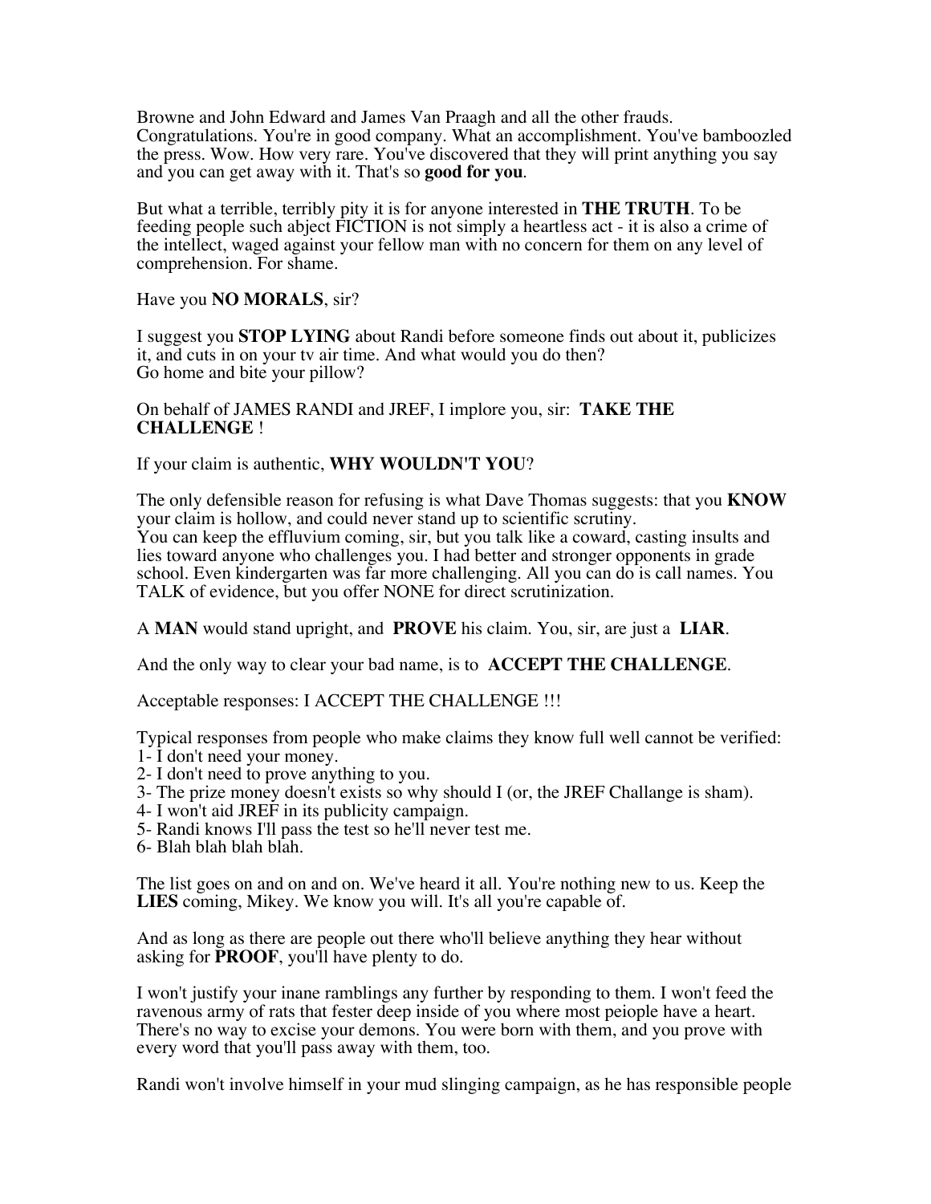Browne and John Edward and James Van Praagh and all the other frauds. Congratulations. You're in good company. What an accomplishment. You've bamboozled the press. Wow. How very rare. You've discovered that they will print anything you say and you can get away with it. That's so **good for you**.

But what a terrible, terribly pity it is for anyone interested in **THE TRUTH**. To be feeding people such abject FICTION is not simply a heartless act - it is also a crime of the intellect, waged against your fellow man with no concern for them on any level of comprehension. For shame.

Have you **NO MORALS**, sir?

I suggest you **STOP LYING** about Randi before someone finds out about it, publicizes it, and cuts in on your tv air time. And what would you do then?
Go home and bite your pillow?

On behalf of JAMES RANDI and JREF, I implore you, sir: **TAKE THE CHALLENGE** !

If your claim is authentic, **WHY WOULDN'T YOU**?

The only defensible reason for refusing is what Dave Thomas suggests: that you **KNOW** your claim is hollow, and could never stand up to scientific scrutiny.
You can keep the effluvium coming, sir, but you talk like a coward, casting insults and lies toward anyone who challenges you. I had better and stronger opponents in grade school. Even kindergarten was far more challenging. All you can do is call names. You TALK of evidence, but you offer NONE for direct scrutinization.

A **MAN** would stand upright, and **PROVE** his claim. You, sir, are just a **LIAR**.

And the only way to clear your bad name, is to **ACCEPT THE CHALLENGE**.

Acceptable responses: I ACCEPT THE CHALLENGE !!!

Typical responses from people who make claims they know full well cannot be verified:
1- I don't need your money.
2- I don't need to prove anything to you.
3- The prize money doesn't exists so why should I (or, the JREF Challange is sham).
4- I won't aid JREF in its publicity campaign.
5- Randi knows I'll pass the test so he'll never test me.
6- Blah blah blah blah.

The list goes on and on and on. We've heard it all. You're nothing new to us. Keep the **LIES** coming, Mikey. We know you will. It's all you're capable of.

And as long as there are people out there who'll believe anything they hear without asking for **PROOF**, you'll have plenty to do.

I won't justify your inane ramblings any further by responding to them. I won't feed the ravenous army of rats that fester deep inside of you where most peiople have a heart. There's no way to excise your demons. You were born with them, and you prove with every word that you'll pass away with them, too.

Randi won't involve himself in your mud slinging campaign, as he has responsible people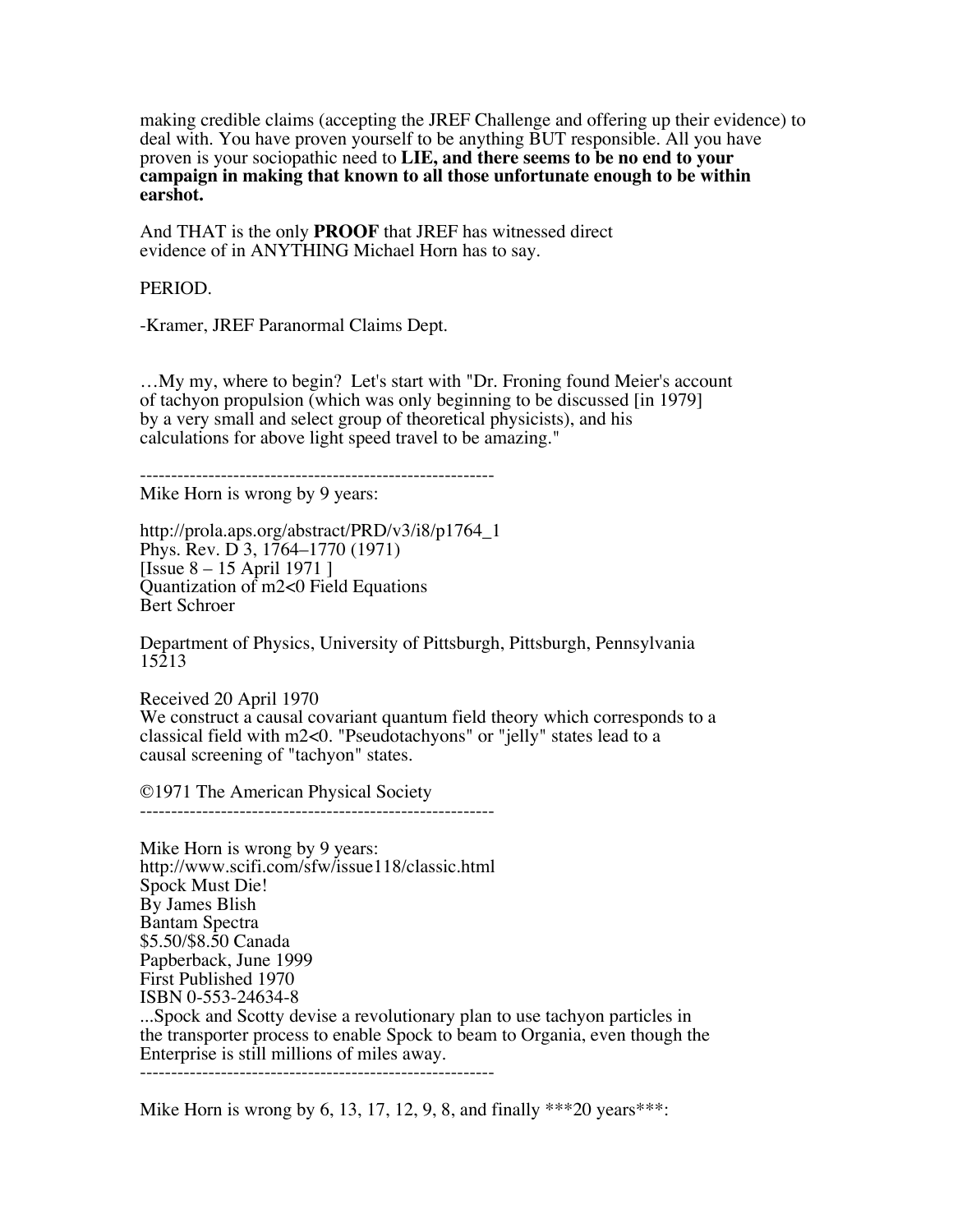making credible claims (accepting the JREF Challenge and offering up their evidence) to deal with. You have proven yourself to be anything BUT responsible. All you have proven is your sociopathic need to **LIE, and there seems to be no end to your campaign in making that known to all those unfortunate enough to be within earshot.**

And THAT is the only **PROOF** that JREF has witnessed direct evidence of in ANYTHING Michael Horn has to say.

PERIOD.

-Kramer, JREF Paranormal Claims Dept.

…My my, where to begin? Let's start with "Dr. Froning found Meier's account of tachyon propulsion (which was only beginning to be discussed [in 1979] by a very small and select group of theoretical physicists), and his calculations for above light speed travel to be amazing."

---------------------------------------------------------

Mike Horn is wrong by 9 years:

http://prola.aps.org/abstract/PRD/v3/i8/p1764_1
Phys. Rev. D 3, 1764–1770 (1971)
[Issue 8 – 15 April 1971 ]
Quantization of m2<0 Field Equations
Bert Schroer

Department of Physics, University of Pittsburgh, Pittsburgh, Pennsylvania 15213

Received 20 April 1970
We construct a causal covariant quantum field theory which corresponds to a classical field with m2<0. "Pseudotachyons" or "jelly" states lead to a causal screening of "tachyon" states.

©1971 The American Physical Society

---------------------------------------------------------

Mike Horn is wrong by 9 years:
http://www.scifi.com/sfw/issue118/classic.html
Spock Must Die!
By James Blish
Bantam Spectra
$5.50/$8.50 Canada
Papberback, June 1999
First Published 1970
ISBN 0-553-24634-8
...Spock and Scotty devise a revolutionary plan to use tachyon particles in the transporter process to enable Spock to beam to Organia, even though the Enterprise is still millions of miles away.

---------------------------------------------------------

Mike Horn is wrong by 6, 13, 17, 12, 9, 8, and finally ***20 years***: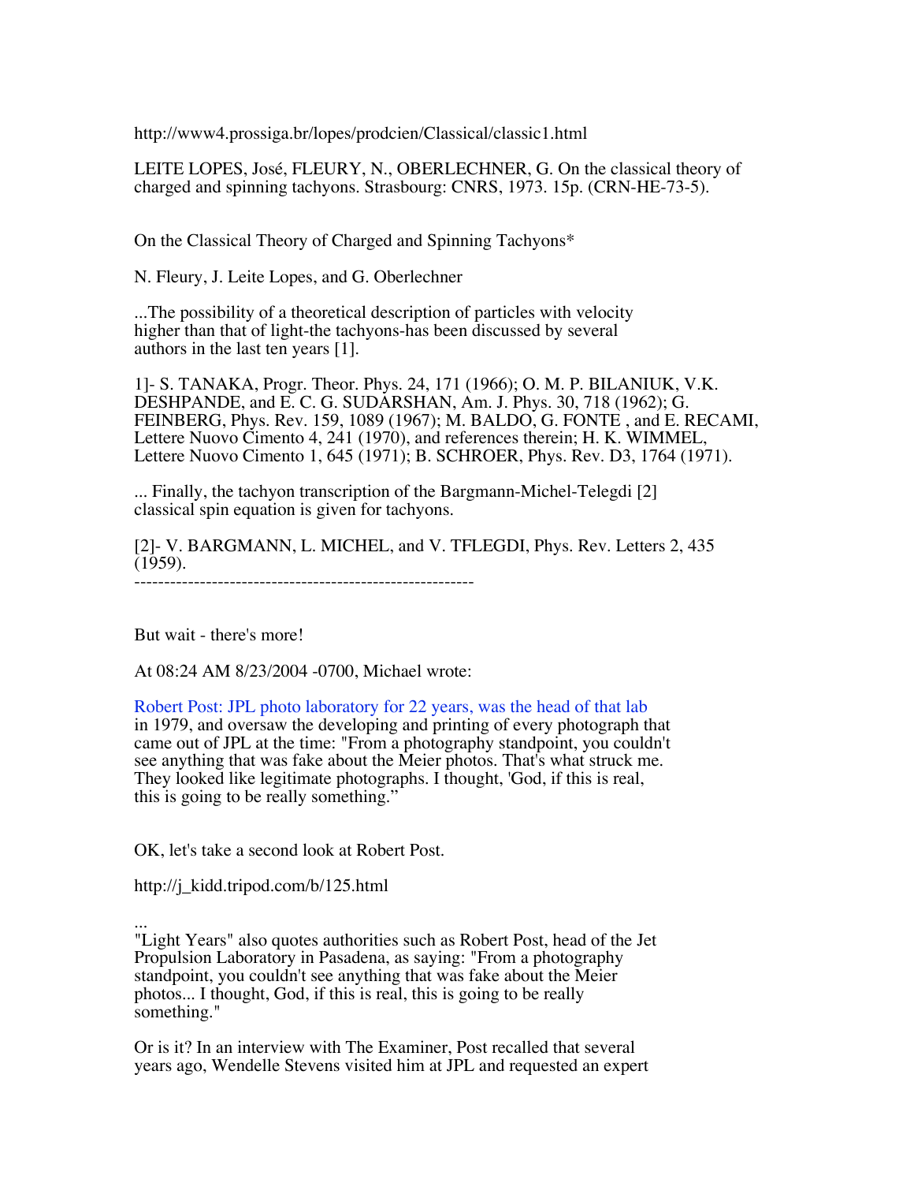http://www4.prossiga.br/lopes/prodcien/Classical/classic1.html

LEITE LOPES, José, FLEURY, N., OBERLECHNER, G. On the classical theory of charged and spinning tachyons. Strasbourg: CNRS, 1973. 15p. (CRN-HE-73-5).

On the Classical Theory of Charged and Spinning Tachyons*

N. Fleury, J. Leite Lopes, and G. Oberlechner

...The possibility of a theoretical description of particles with velocity higher than that of light-the tachyons-has been discussed by several authors in the last ten years [1].

1]- S. TANAKA, Progr. Theor. Phys. 24, 171 (1966); O. M. P. BILANIUK, V.K. DESHPANDE, and E. C. G. SUDARSHAN, Am. J. Phys. 30, 718 (1962); G. FEINBERG, Phys. Rev. 159, 1089 (1967); M. BALDO, G. FONTE , and E. RECAMI, Lettere Nuovo Cimento 4, 241 (1970), and references therein; H. K. WIMMEL, Lettere Nuovo Cimento 1, 645 (1971); B. SCHROER, Phys. Rev. D3, 1764 (1971).

... Finally, the tachyon transcription of the Bargmann-Michel-Telegdi [2] classical spin equation is given for tachyons.

[2]- V. BARGMANN, L. MICHEL, and V. TFLEGDI, Phys. Rev. Letters 2, 435 (1959).

---

But wait - there's more!

At 08:24 AM 8/23/2004 -0700, Michael wrote:

Robert Post: JPL photo laboratory for 22 years, was the head of that lab in 1979, and oversaw the developing and printing of every photograph that came out of JPL at the time: "From a photography standpoint, you couldn't see anything that was fake about the Meier photos. That's what struck me. They looked like legitimate photographs. I thought, 'God, if this is real, this is going to be really something."

OK, let's take a second look at Robert Post.

http://j_kidd.tripod.com/b/125.html

...
"Light Years" also quotes authorities such as Robert Post, head of the Jet Propulsion Laboratory in Pasadena, as saying: "From a photography standpoint, you couldn't see anything that was fake about the Meier photos... I thought, God, if this is real, this is going to be really something."

Or is it? In an interview with The Examiner, Post recalled that several years ago, Wendelle Stevens visited him at JPL and requested an expert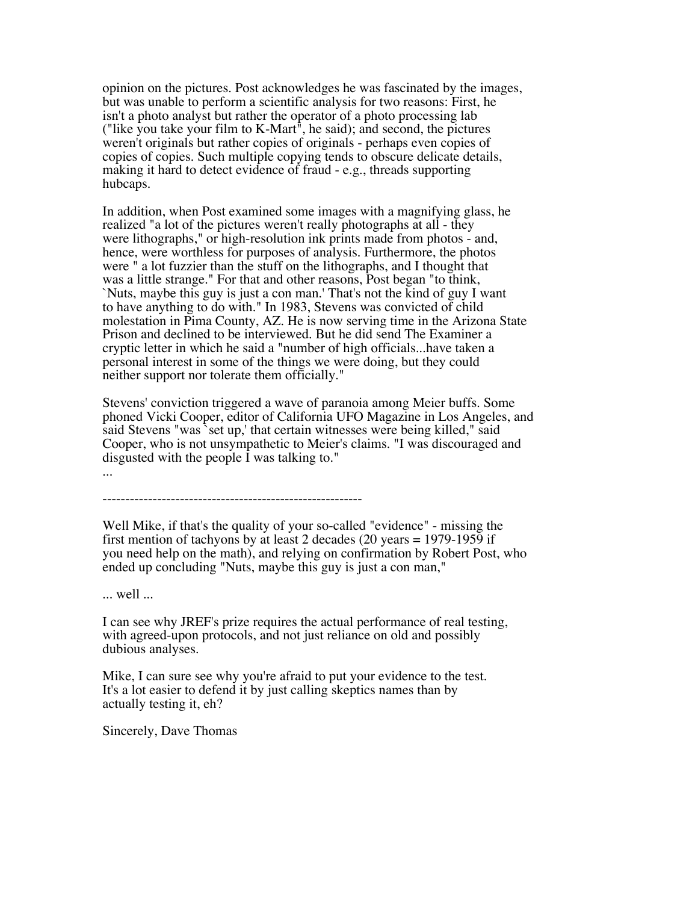opinion on the pictures. Post acknowledges he was fascinated by the images, but was unable to perform a scientific analysis for two reasons: First, he isn't a photo analyst but rather the operator of a photo processing lab ("like you take your film to K-Mart", he said); and second, the pictures weren't originals but rather copies of originals - perhaps even copies of copies of copies. Such multiple copying tends to obscure delicate details, making it hard to detect evidence of fraud - e.g., threads supporting hubcaps.

In addition, when Post examined some images with a magnifying glass, he realized "a lot of the pictures weren't really photographs at all - they were lithographs," or high-resolution ink prints made from photos - and, hence, were worthless for purposes of analysis. Furthermore, the photos were " a lot fuzzier than the stuff on the lithographs, and I thought that was a little strange." For that and other reasons, Post began "to think, `Nuts, maybe this guy is just a con man.' That's not the kind of guy I want to have anything to do with." In 1983, Stevens was convicted of child molestation in Pima County, AZ. He is now serving time in the Arizona State Prison and declined to be interviewed. But he did send The Examiner a cryptic letter in which he said a "number of high officials...have taken a personal interest in some of the things we were doing, but they could neither support nor tolerate them officially."

Stevens' conviction triggered a wave of paranoia among Meier buffs. Some phoned Vicki Cooper, editor of California UFO Magazine in Los Angeles, and said Stevens "was `set up,' that certain witnesses were being killed," said Cooper, who is not unsympathetic to Meier's claims. "I was discouraged and disgusted with the people I was talking to."
...

---------------------------------------------------------

Well Mike, if that's the quality of your so-called "evidence" - missing the first mention of tachyons by at least 2 decades (20 years = 1979-1959 if you need help on the math), and relying on confirmation by Robert Post, who ended up concluding "Nuts, maybe this guy is just a con man,"

... well ...

I can see why JREF's prize requires the actual performance of real testing, with agreed-upon protocols, and not just reliance on old and possibly dubious analyses.

Mike, I can sure see why you're afraid to put your evidence to the test. It's a lot easier to defend it by just calling skeptics names than by actually testing it, eh?

Sincerely, Dave Thomas